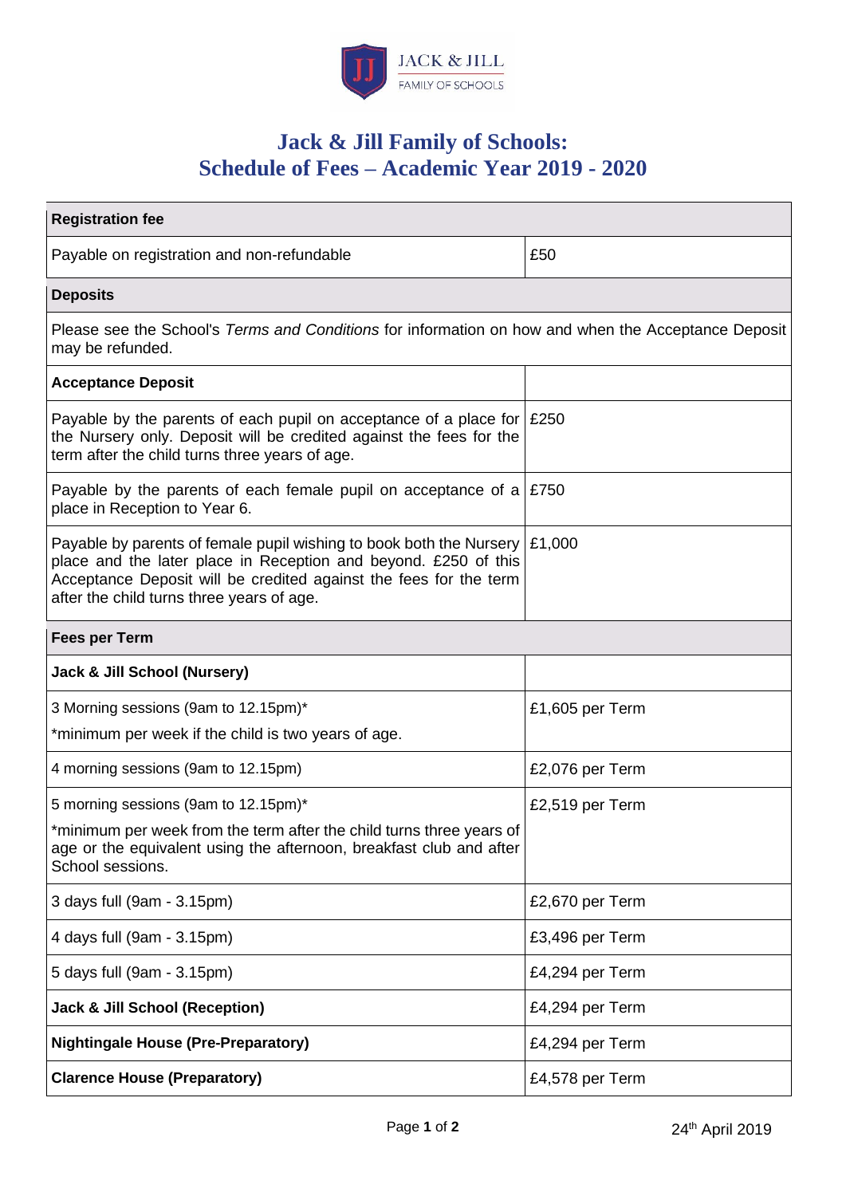JACK & JILL
FAMILY OF SCHOOLS

# Jack & Jill Family of Schools: Schedule of Fees – Academic Year 2019 - 2020

| **Registration fee** | |
|---|---|
| Payable on registration and non-refundable | £50 |
| **Deposits** | |
| Please see the School's *Terms and Conditions* for information on how and when the Acceptance Deposit may be refunded. | |
| **Acceptance Deposit** | |
| Payable by the parents of each pupil on acceptance of a place for the Nursery only. Deposit will be credited against the fees for the term after the child turns three years of age. | £250 |
| Payable by the parents of each female pupil on acceptance of a place in Reception to Year 6. | £750 |
| Payable by parents of female pupil wishing to book both the Nursery place and the later place in Reception and beyond. £250 of this Acceptance Deposit will be credited against the fees for the term after the child turns three years of age. | £1,000 |
| **Fees per Term** | |
| **Jack & Jill School (Nursery)** | |
| 3 Morning sessions (9am to 12.15pm)*<br>*minimum per week if the child is two years of age. | £1,605 per Term |
| 4 morning sessions (9am to 12.15pm) | £2,076 per Term |
| 5 morning sessions (9am to 12.15pm)*<br>*minimum per week from the term after the child turns three years of age or the equivalent using the afternoon, breakfast club and after School sessions. | £2,519 per Term |
| 3 days full (9am - 3.15pm) | £2,670 per Term |
| 4 days full (9am - 3.15pm) | £3,496 per Term |
| 5 days full (9am - 3.15pm) | £4,294 per Term |
| **Jack & Jill School (Reception)** | £4,294 per Term |
| **Nightingale House (Pre-Preparatory)** | £4,294 per Term |
| **Clarence House (Preparatory)** | £4,578 per Term |

24th April 2019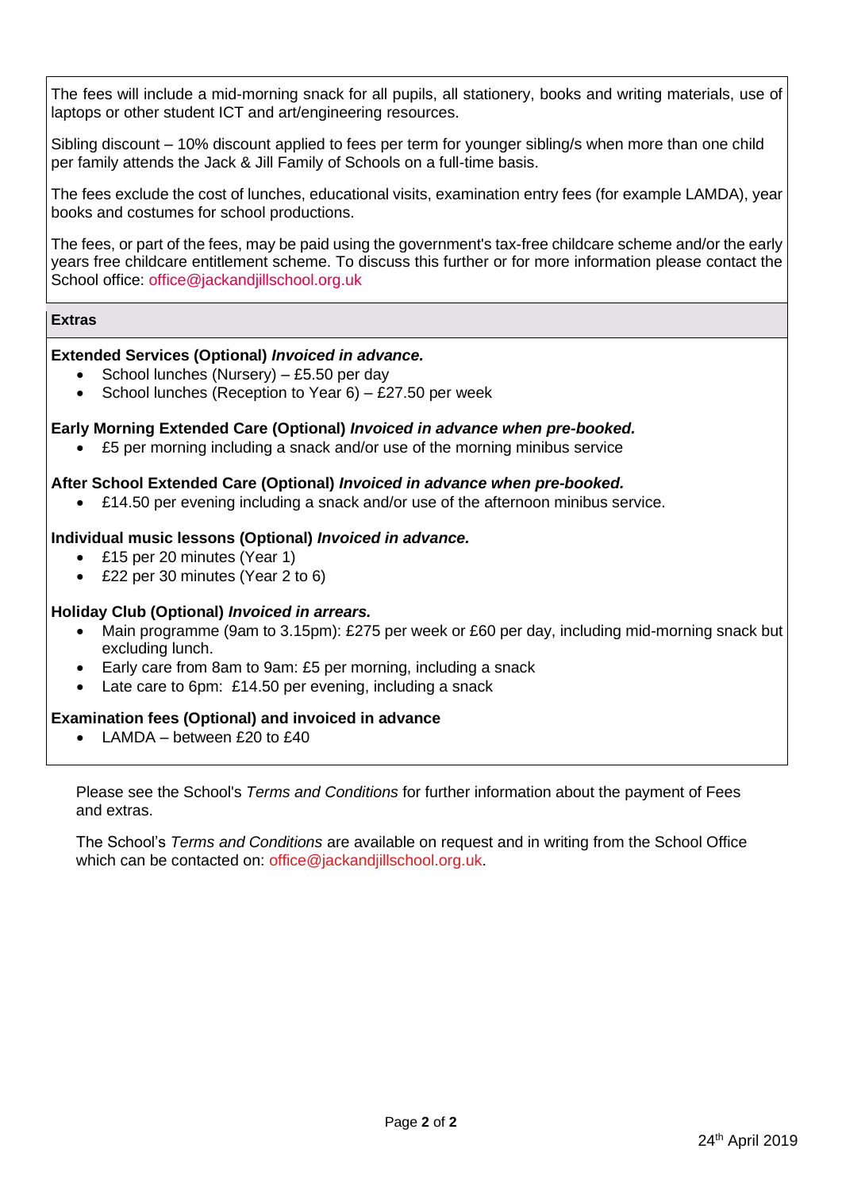The fees will include a mid-morning snack for all pupils, all stationery, books and writing materials, use of laptops or other student ICT and art/engineering resources.

Sibling discount – 10% discount applied to fees per term for younger sibling/s when more than one child per family attends the Jack & Jill Family of Schools on a full-time basis.

The fees exclude the cost of lunches, educational visits, examination entry fees (for example LAMDA), year books and costumes for school productions.

The fees, or part of the fees, may be paid using the government's tax-free childcare scheme and/or the early years free childcare entitlement scheme. To discuss this further or for more information please contact the School office: office@jackandjillschool.org.uk

## Extras

**Extended Services (Optional)** ***Invoiced in advance.***

- School lunches (Nursery) – £5.50 per day
- School lunches (Reception to Year 6) – £27.50 per week

**Early Morning Extended Care (Optional)** ***Invoiced in advance when pre-booked.***

- £5 per morning including a snack and/or use of the morning minibus service

**After School Extended Care (Optional)** ***Invoiced in advance when pre-booked.***

- £14.50 per evening including a snack and/or use of the afternoon minibus service.

**Individual music lessons (Optional)** ***Invoiced in advance.***

- £15 per 20 minutes (Year 1)
- £22 per 30 minutes (Year 2 to 6)

**Holiday Club (Optional)** ***Invoiced in arrears.***

- Main programme (9am to 3.15pm): £275 per week or £60 per day, including mid-morning snack but excluding lunch.
- Early care from 8am to 9am: £5 per morning, including a snack
- Late care to 6pm: £14.50 per evening, including a snack

**Examination fees (Optional) and invoiced in advance**

- LAMDA – between £20 to £40

Please see the School's *Terms and Conditions* for further information about the payment of Fees and extras.

The School's *Terms and Conditions* are available on request and in writing from the School Office which can be contacted on: office@jackandjillschool.org.uk.

24th April 2019